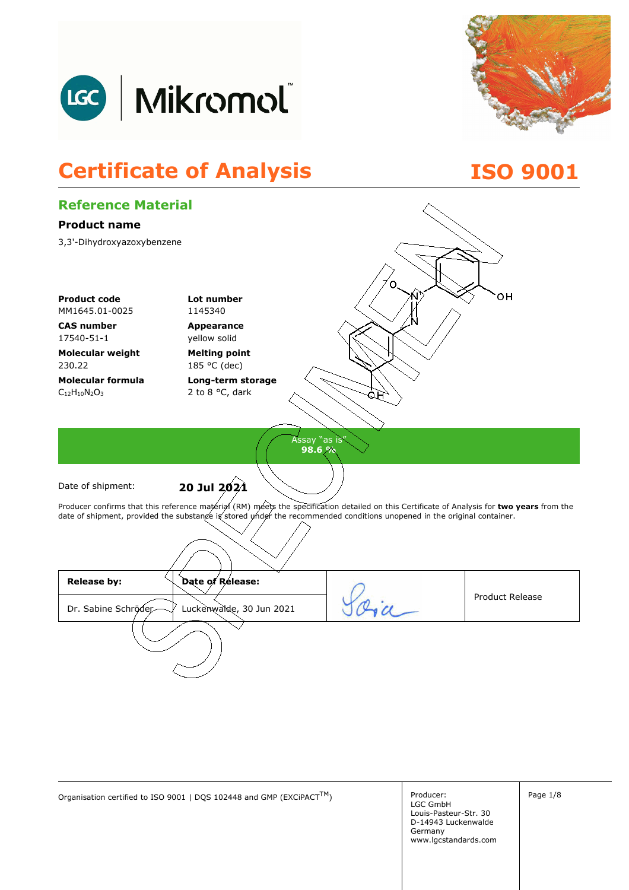# Certificate of Analysis

# ISO 9001

## Reference Material

### Product name

3,3'-Dihydroxyazoxybenzene

| | |
|---|---|
| **Product code**<br>MM1645.01-0025 | **Lot number**<br>1145340 |
| **CAS number**<br>17540-51-1 | **Appearance**<br>yellow solid |
| **Molecular weight**<br>230.22 | **Melting point**<br>185 °C (dec) |
| **Molecular formula**<br>$C_{12}H_{10}N_2O_3$ | **Long-term storage**<br>2 to 8 °C, dark |

Assay "as is"
**98.6 %**

Date of shipment: **20 Jul 2021**

Producer confirms that this reference material (RM) meets the specification detailed on this Certificate of Analysis for **two years** from the date of shipment, provided the substance is stored under the recommended conditions unopened in the original container.

| Release by: | Date of Release: | | Product Release |
|---|---|---|---|
| Dr. Sabine Schröder | Luckenwalde, 30 Jun 2021 | | |

Organisation certified to ISO 9001 | DQS 102448 and GMP (EXCiPACT™)

Producer:
LGC GmbH
Louis-Pasteur-Str. 30
D-14943 Luckenwalde
Germany
www.lgcstandards.com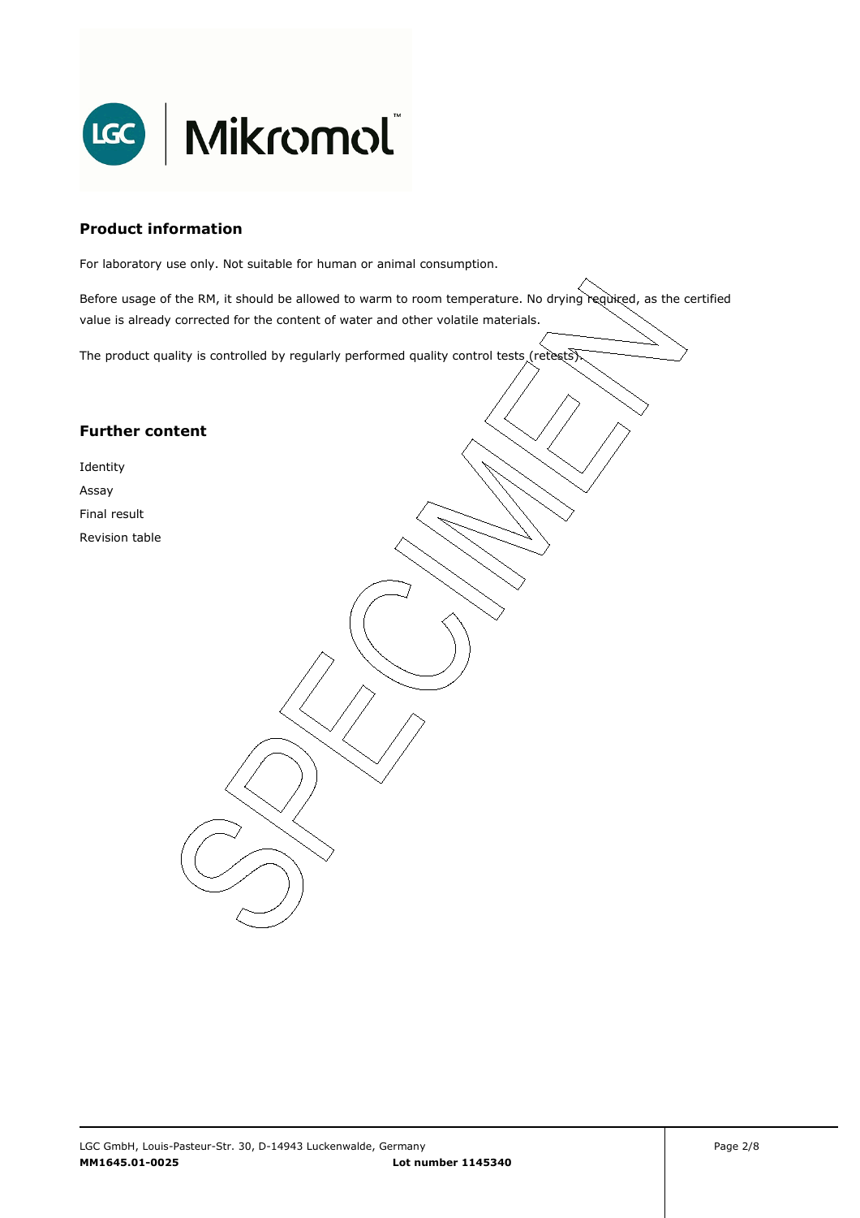## Product information

For laboratory use only. Not suitable for human or animal consumption.

Before usage of the RM, it should be allowed to warm to room temperature. No drying required, as the certified value is already corrected for the content of water and other volatile materials.

The product quality is controlled by regularly performed quality control tests (retests).

## Further content

Identity

Assay

Final result

Revision table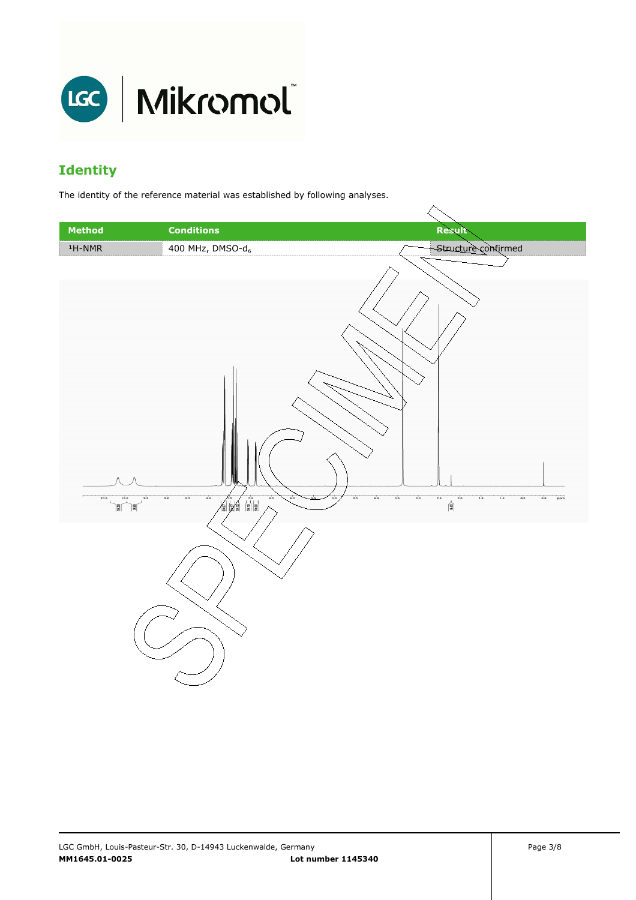## Identity

The identity of the reference material was established by following analyses.

| Method | Conditions | Result |
|---|---|---|
| $^1$H-NMR | 400 MHz, DMSO-$d_6$ | Structure confirmed |

SPECIMEN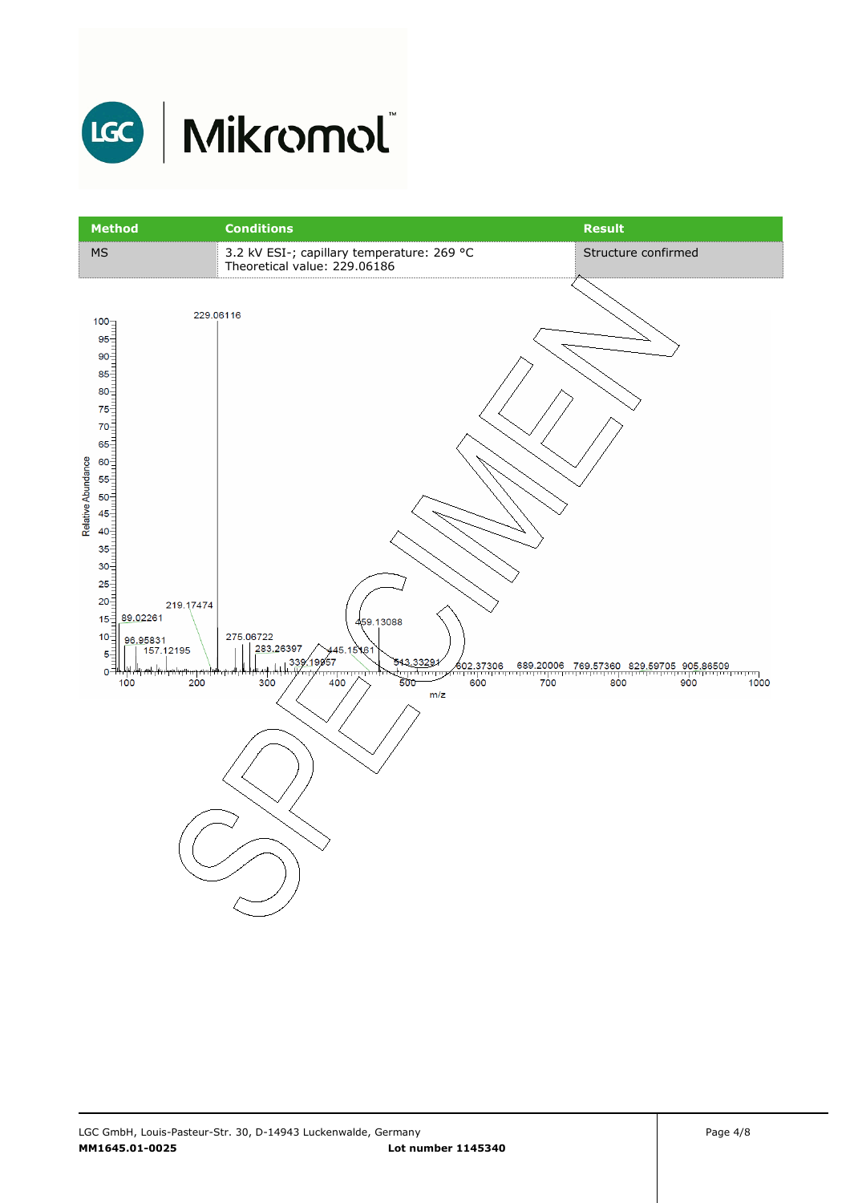| Method | Conditions | Result |
|---|---|---|
| MS | 3.2 kV ESI-; capillary temperature: 269 °C<br>Theoretical value: 229.06186 | Structure confirmed |

229.06116

Relative Abundance

219.17474

89.02261

96.95831

157.12195

275.06722

283.26397

339.19957

445.15161

459.13088

513.33291

602.37306

689.20006

769.57360

829.59705

905.86509

m/z

SPECIMEN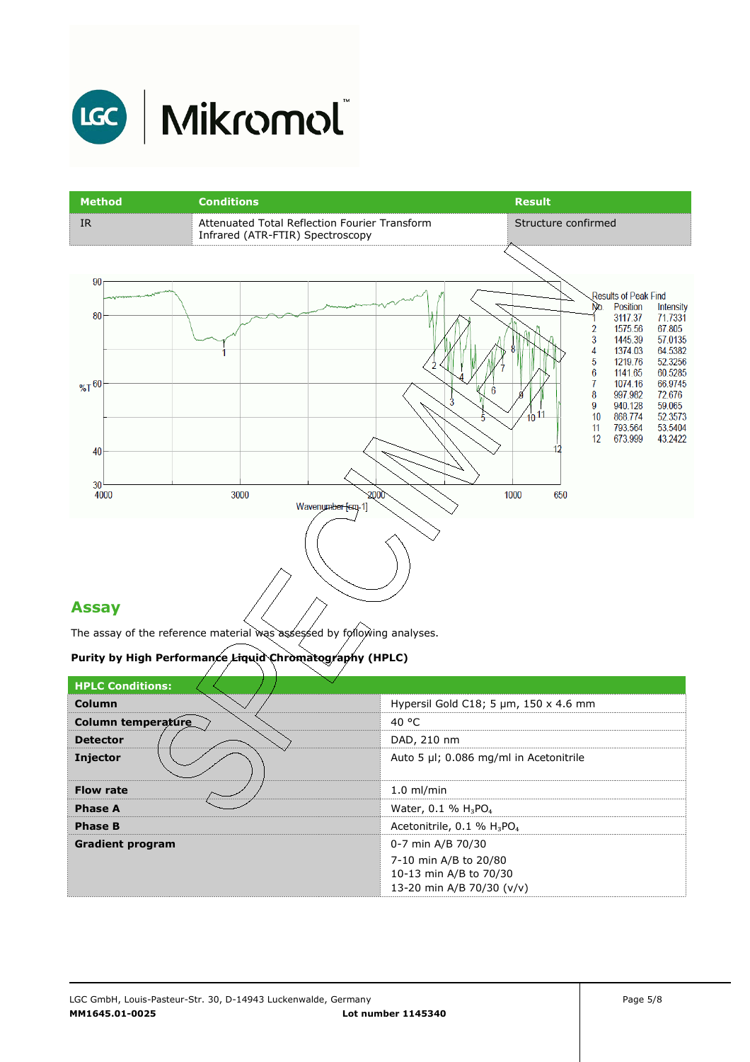| Method | Conditions | Result |
|---|---|---|
| IR | Attenuated Total Reflection Fourier Transform Infrared (ATR-FTIR) Spectroscopy | Structure confirmed |

Results of Peak Find

| No. | Position | Intensity |
|---|---|---|
| 1 | 3117.37 | 71.7331 |
| 2 | 1575.56 | 67.805 |
| 3 | 1445.39 | 57.0135 |
| 4 | 1374.03 | 64.5382 |
| 5 | 1219.76 | 52.3256 |
| 6 | 1141.65 | 60.5285 |
| 7 | 1074.16 | 66.9745 |
| 8 | 997.982 | 72.676 |
| 9 | 940.128 | 59.065 |
| 10 | 868.774 | 52.3573 |
| 11 | 793.564 | 53.5404 |
| 12 | 673.999 | 43.2422 |

## Assay

The assay of the reference material was assessed by following analyses.

**Purity by High Performance Liquid Chromatography (HPLC)**

| HPLC Conditions: | |
|---|---|
| **Column** | Hypersil Gold C18; 5 µm, 150 x 4.6 mm |
| **Column temperature** | 40 °C |
| **Detector** | DAD, 210 nm |
| **Injector** | Auto 5 µl; 0.086 mg/ml in Acetonitrile |
| **Flow rate** | 1.0 ml/min |
| **Phase A** | Water, 0.1 % $H_3PO_4$ |
| **Phase B** | Acetonitrile, 0.1 % $H_3PO_4$ |
| **Gradient program** | 0-7 min A/B 70/30<br>7-10 min A/B to 20/80<br>10-13 min A/B to 70/30<br>13-20 min A/B 70/30 (v/v) |

LGC GmbH, Louis-Pasteur-Str. 30, D-14943 Luckenwalde, Germany

**MM1645.01-0025** **Lot number 1145340**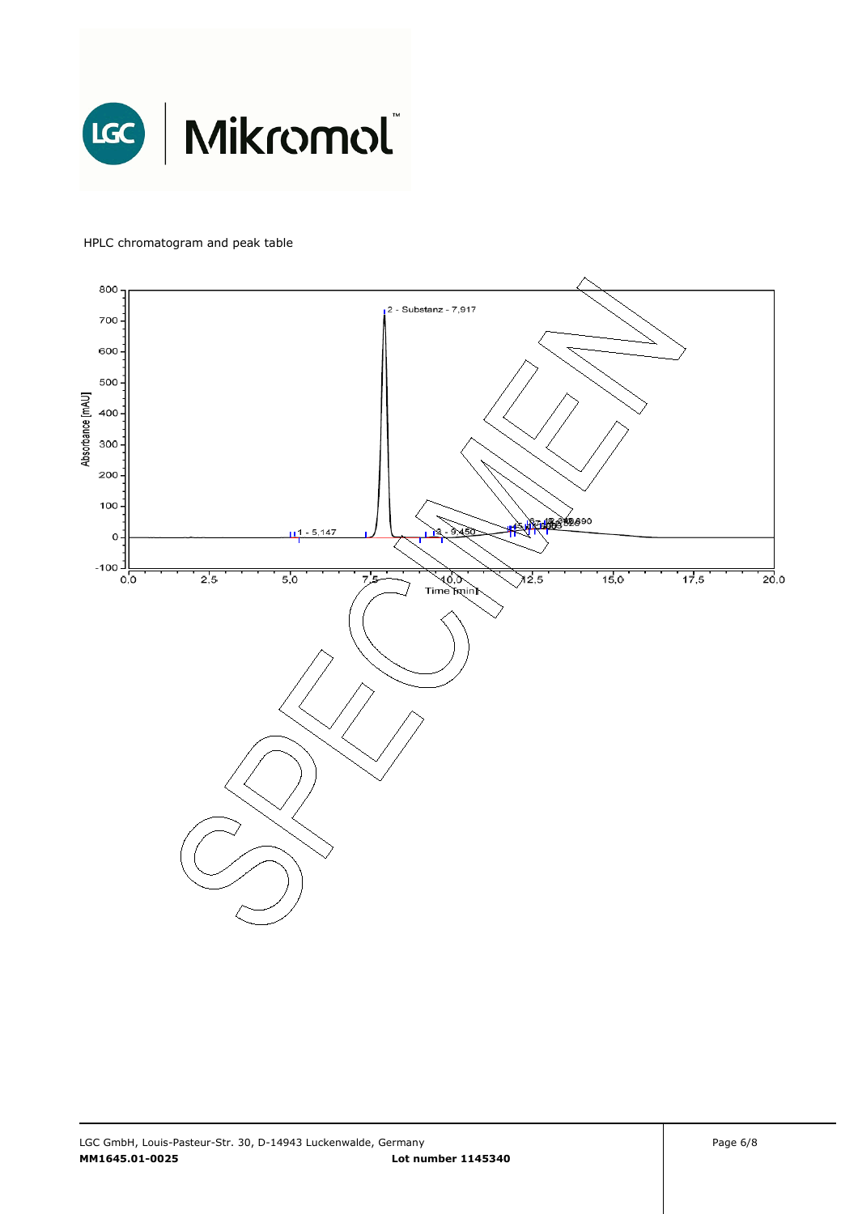HPLC chromatogram and peak table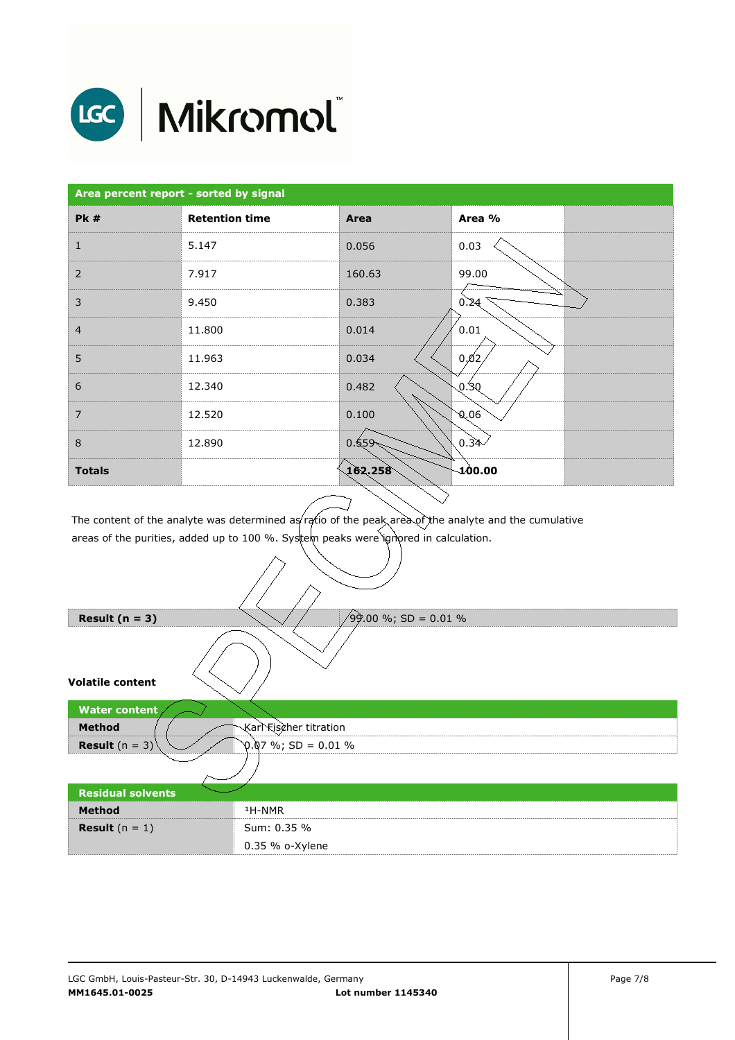**Area percent report - sorted by signal**

| Pk # | Retention time | Area | Area % | |
|---|---|---|---|---|
| 1 | 5.147 | 0.056 | 0.03 | |
| 2 | 7.917 | 160.63 | 99.00 | |
| 3 | 9.450 | 0.383 | 0.24 | |
| 4 | 11.800 | 0.014 | 0.01 | |
| 5 | 11.963 | 0.034 | 0.02 | |
| 6 | 12.340 | 0.482 | 0.30 | |
| 7 | 12.520 | 0.100 | 0.06 | |
| 8 | 12.890 | 0.559 | 0.34 | |
| **Totals** | | **162.258** | **100.00** | |

The content of the analyte was determined as ratio of the peak area of the analyte and the cumulative areas of the purities, added up to 100 %. System peaks were ignored in calculation.

| **Result (n = 3)** | 99.00 %; SD = 0.01 % |
|---|---|

**Volatile content**

| **Water content** | |
|---|---|
| **Method** | Karl Fischer titration |
| **Result** (n = 3) | 0.07 %; SD = 0.01 % |

| **Residual solvents** | |
|---|---|
| **Method** | $^{1}$H-NMR |
| **Result** (n = 1) | Sum: 0.35 % |
| | 0.35 % o-Xylene |

LGC GmbH, Louis-Pasteur-Str. 30, D-14943 Luckenwalde, Germany
**MM1645.01-0025** **Lot number 1145340**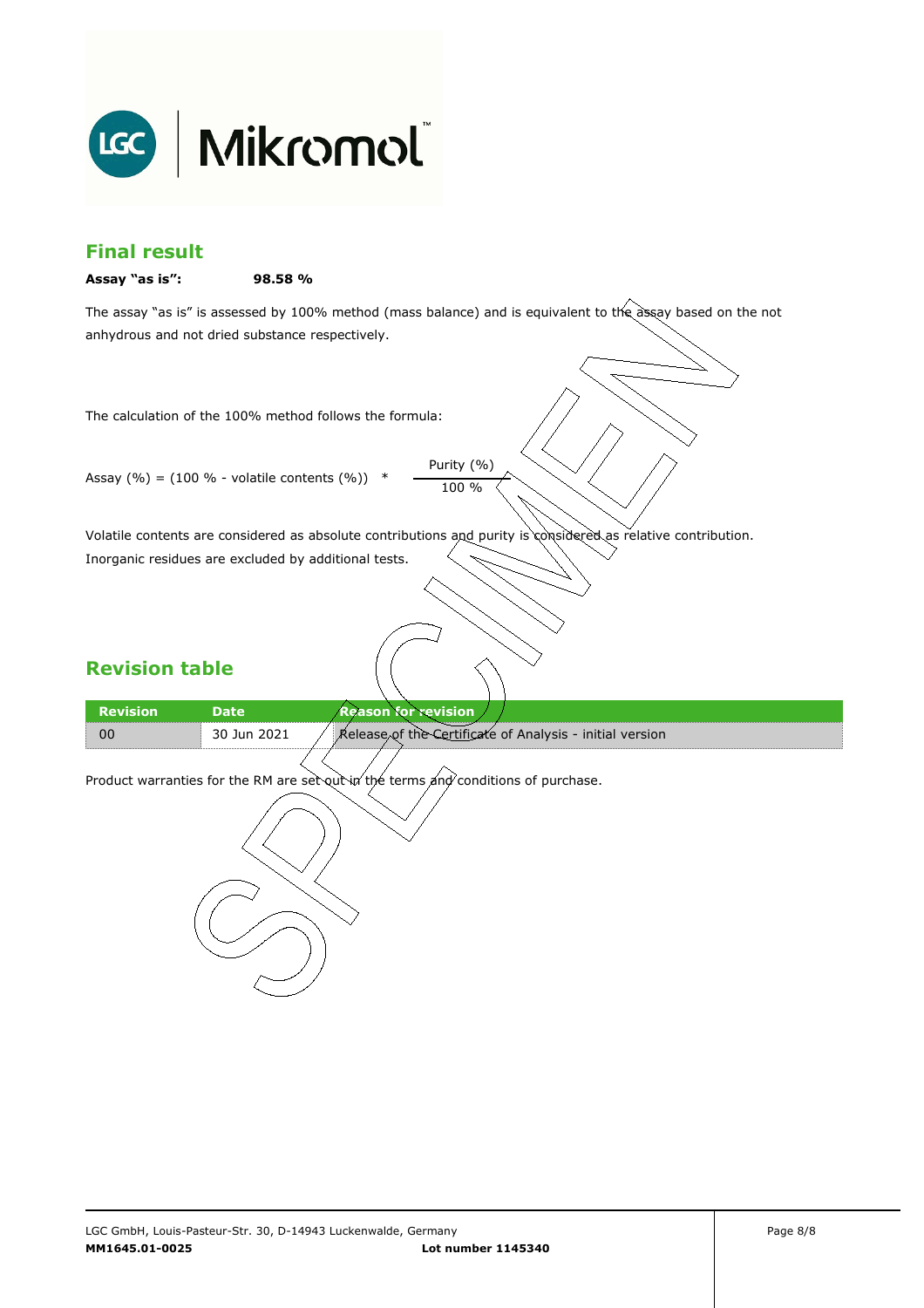## Final result

**Assay "as is":** **98.58 %**

The assay "as is" is assessed by 100% method (mass balance) and is equivalent to the assay based on the not anhydrous and not dried substance respectively.

The calculation of the 100% method follows the formula:

$$\text{Assay (\%)} = (100\ \% - \text{volatile contents (\%)}) \ast \frac{\text{Purity (\%)}}{100\ \%}$$

Volatile contents are considered as absolute contributions and purity is considered as relative contribution. Inorganic residues are excluded by additional tests.

## Revision table

| Revision | Date | Reason for revision |
|---|---|---|
| 00 | 30 Jun 2021 | Release of the Certificate of Analysis - initial version |

Product warranties for the RM are set out in the terms and conditions of purchase.

LGC GmbH, Louis-Pasteur-Str. 30, D-14943 Luckenwalde, Germany
**MM1645.01-0025** **Lot number 1145340**